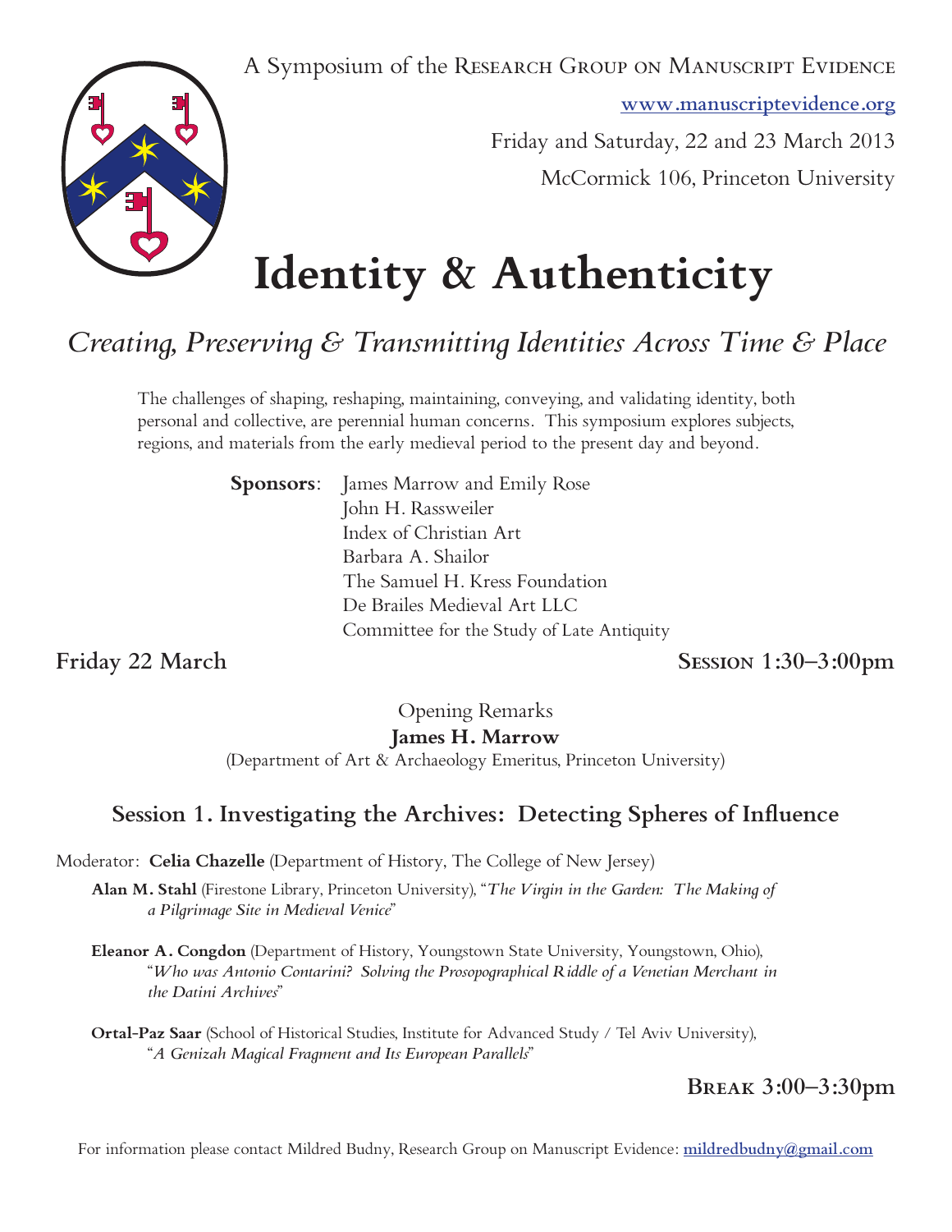A Symposium of the Research Group on Manuscript Evidence

www.manuscriptevidence.org

Friday and Saturday, 22 and 23 March 2013

McCormick 106, Princeton University

# Identity & Authenticity

## *Creating, Preserving & Transmitting Identities Across Time & Place*

The challenges of shaping, reshaping, maintaining, conveying, and validating identity, both personal and collective, are perennial human concerns. This symposium explores subjects, regions, and materials from the early medieval period to the present day and beyond.

**Sponsors**: James Marrow and Emily Rose
John H. Rassweiler
Index of Christian Art
Barbara A. Shailor
The Samuel H. Kress Foundation
De Brailes Medieval Art LLC
Committee for the Study of Late Antiquity

**Friday 22 March** **Session 1:30–3:00pm**

Opening Remarks
**James H. Marrow**
(Department of Art & Archaeology Emeritus, Princeton University)

### Session 1. Investigating the Archives: Detecting Spheres of Influence

Moderator: **Celia Chazelle** (Department of History, The College of New Jersey)

**Alan M. Stahl** (Firestone Library, Princeton University), "*The Virgin in the Garden: The Making of a Pilgrimage Site in Medieval Venice*"

**Eleanor A. Congdon** (Department of History, Youngstown State University, Youngstown, Ohio), "*Who was Antonio Contarini? Solving the Prosopographical Riddle of a Venetian Merchant in the Datini Archives*"

**Ortal-Paz Saar** (School of Historical Studies, Institute for Advanced Study / Tel Aviv University), "*A Genizah Magical Fragment and Its European Parallels*"

**Break 3:00–3:30pm**

For information please contact Mildred Budny, Research Group on Manuscript Evidence: mildredbudny@gmail.com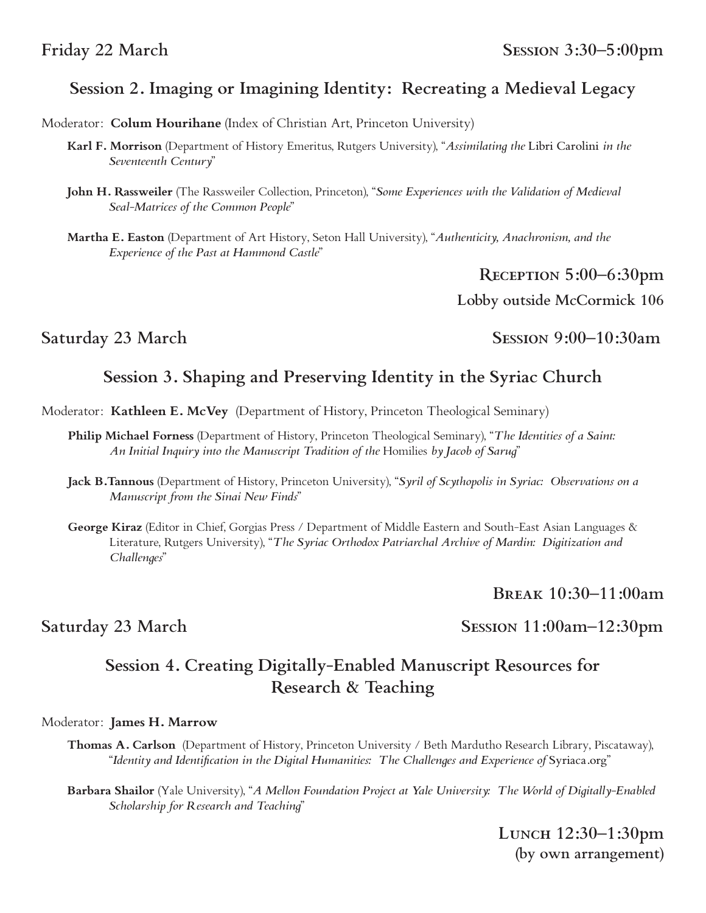**Friday 22 March** — **Session 3:30–5:00pm**

## Session 2. Imaging or Imagining Identity: Recreating a Medieval Legacy

Moderator: **Colum Hourihane** (Index of Christian Art, Princeton University)

**Karl F. Morrison** (Department of History Emeritus, Rutgers University), "*Assimilating the* Libri Carolini *in the Seventeenth Century*"

**John H. Rassweiler** (The Rassweiler Collection, Princeton), "*Some Experiences with the Validation of Medieval Seal-Matrices of the Common People*"

**Martha E. Easton** (Department of Art History, Seton Hall University), "*Authenticity, Anachronism, and the Experience of the Past at Hammond Castle*"

**Reception 5:00–6:30pm**
**Lobby outside McCormick 106**

**Saturday 23 March** — **Session 9:00–10:30am**

## Session 3. Shaping and Preserving Identity in the Syriac Church

Moderator: **Kathleen E. McVey** (Department of History, Princeton Theological Seminary)

**Philip Michael Forness** (Department of History, Princeton Theological Seminary), "*The Identities of a Saint: An Initial Inquiry into the Manuscript Tradition of the* Homilies *by Jacob of Sarug*"

**Jack B.Tannous** (Department of History, Princeton University), "*Syril of Scythopolis in Syriac: Observations on a Manuscript from the Sinai New Finds*"

**George Kiraz** (Editor in Chief, Gorgias Press / Department of Middle Eastern and South-East Asian Languages & Literature, Rutgers University), "*The Syriac Orthodox Patriarchal Archive of Mardin: Digitization and Challenges*"

**Break 10:30–11:00am**

**Saturday 23 March** — **Session 11:00am–12:30pm**

## Session 4. Creating Digitally-Enabled Manuscript Resources for Research & Teaching

Moderator: **James H. Marrow**

**Thomas A. Carlson** (Department of History, Princeton University / Beth Mardutho Research Library, Piscataway), "*Identity and Identification in the Digital Humanities: The Challenges and Experience of* Syriaca.org"

**Barbara Shailor** (Yale University), "*A Mellon Foundation Project at Yale University: The World of Digitally-Enabled Scholarship for Research and Teaching*"

**Lunch 12:30–1:30pm**
**(by own arrangement)**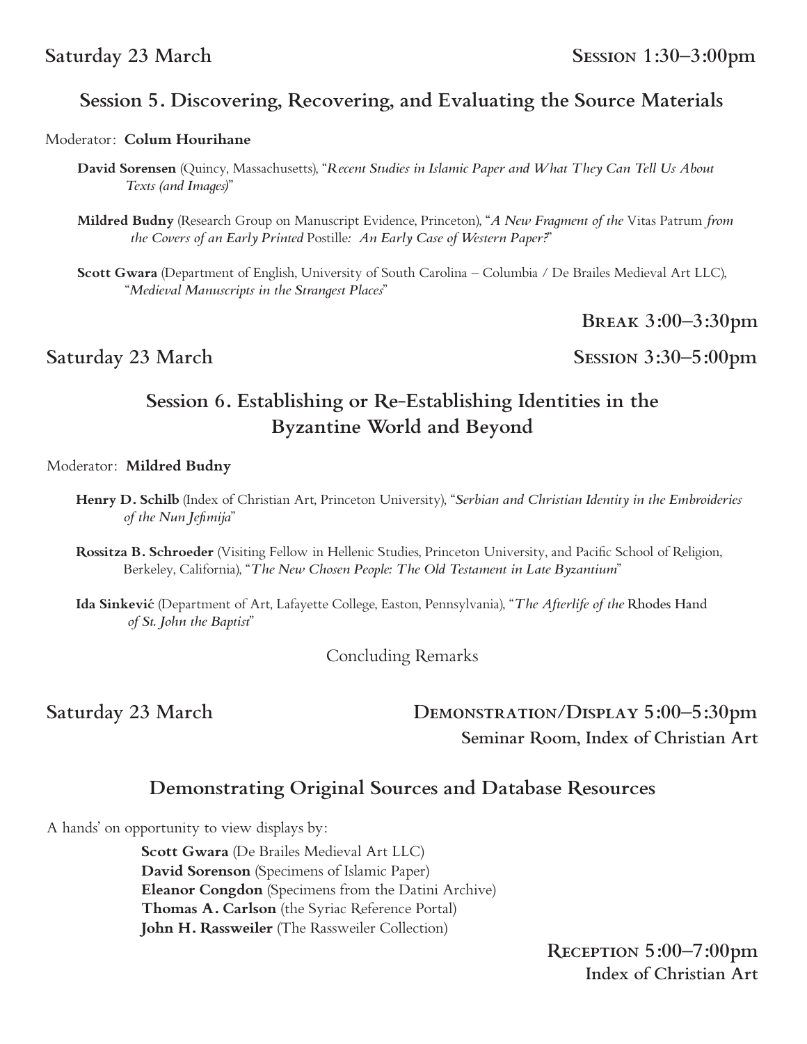**Saturday 23 March** **Session 1:30–3:00pm**

## Session 5. Discovering, Recovering, and Evaluating the Source Materials

Moderator: **Colum Hourihane**

**David Sorensen** (Quincy, Massachusetts), "*Recent Studies in Islamic Paper and What They Can Tell Us About Texts (and Images)*"

**Mildred Budny** (Research Group on Manuscript Evidence, Princeton), "*A New Fragment of the* Vitas Patrum *from the Covers of an Early Printed* Postille*: An Early Case of Western Paper?*"

**Scott Gwara** (Department of English, University of South Carolina – Columbia / De Brailes Medieval Art LLC), "*Medieval Manuscripts in the Strangest Places*"

**Break 3:00–3:30pm**

**Saturday 23 March** **Session 3:30–5:00pm**

## Session 6. Establishing or Re-Establishing Identities in the Byzantine World and Beyond

Moderator: **Mildred Budny**

**Henry D. Schilb** (Index of Christian Art, Princeton University), "*Serbian and Christian Identity in the Embroideries of the Nun Jefimija*"

**Rossitza B. Schroeder** (Visiting Fellow in Hellenic Studies, Princeton University, and Pacific School of Religion, Berkeley, California), "*The New Chosen People: The Old Testament in Late Byzantium*"

**Ida Sinković** (Department of Art, Lafayette College, Easton, Pennsylvania), "*The Afterlife of the* Rhodes Hand *of St. John the Baptist*"

Concluding Remarks

**Saturday 23 March** **Demonstration/Display 5:00–5:30pm**
**Seminar Room, Index of Christian Art**

## Demonstrating Original Sources and Database Resources

A hands' on opportunity to view displays by:

**Scott Gwara** (De Brailes Medieval Art LLC)
**David Sorenson** (Specimens of Islamic Paper)
**Eleanor Congdon** (Specimens from the Datini Archive)
**Thomas A. Carlson** (the Syriac Reference Portal)
**John H. Rassweiler** (The Rassweiler Collection)

**Reception 5:00–7:00pm**
**Index of Christian Art**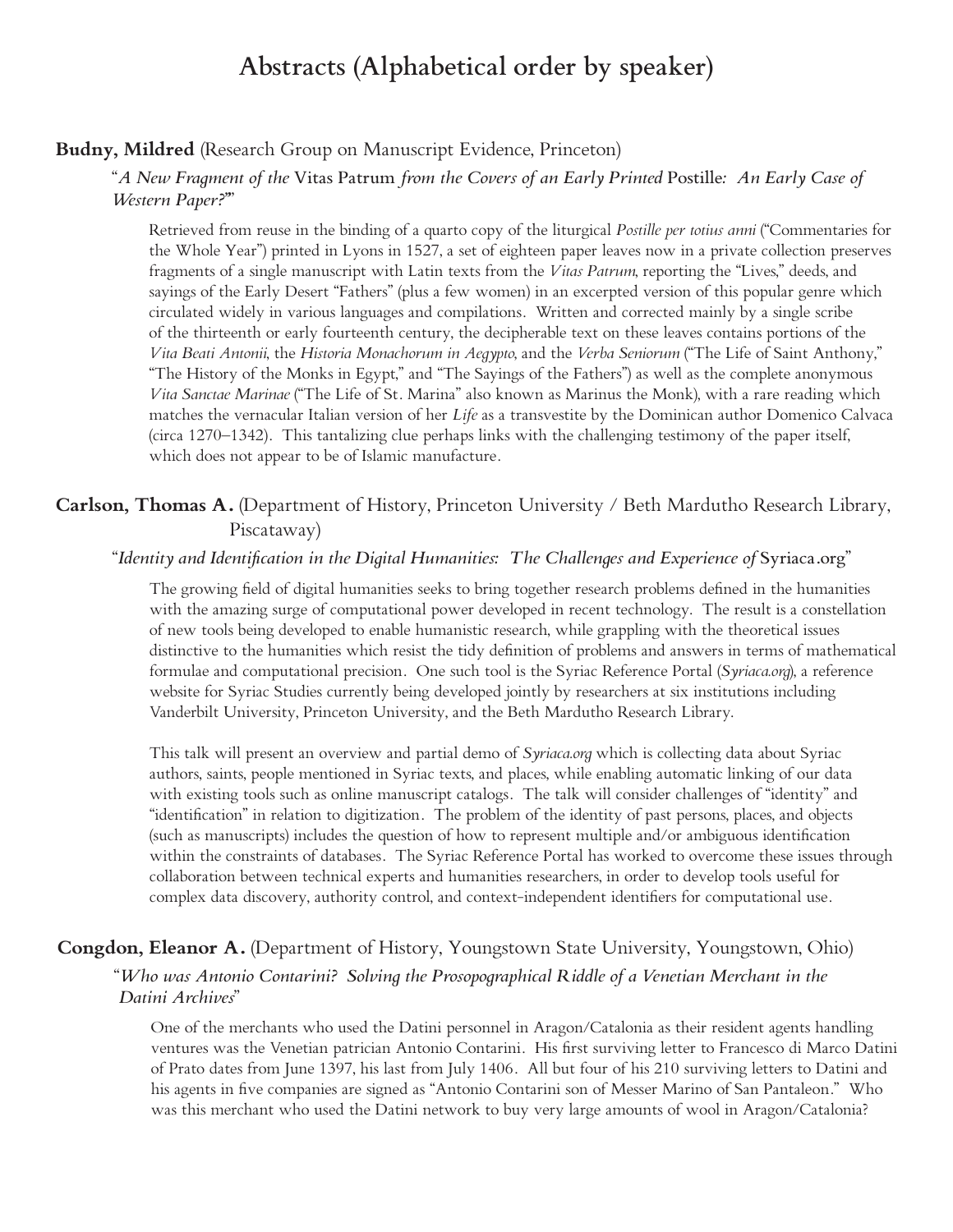# Abstracts (Alphabetical order by speaker)

**Budny, Mildred** (Research Group on Manuscript Evidence, Princeton)

"*A New Fragment of the* Vitas Patrum *from the Covers of an Early Printed* Postille*: An Early Case of Western Paper?*"

Retrieved from reuse in the binding of a quarto copy of the liturgical *Postille per totius anni* ("Commentaries for the Whole Year") printed in Lyons in 1527, a set of eighteen paper leaves now in a private collection preserves fragments of a single manuscript with Latin texts from the *Vitas Patrum*, reporting the "Lives," deeds, and sayings of the Early Desert "Fathers" (plus a few women) in an excerpted version of this popular genre which circulated widely in various languages and compilations. Written and corrected mainly by a single scribe of the thirteenth or early fourteenth century, the decipherable text on these leaves contains portions of the *Vita Beati Antonii*, the *Historia Monachorum in Aegypto*, and the *Verba Seniorum* ("The Life of Saint Anthony," "The History of the Monks in Egypt," and "The Sayings of the Fathers") as well as the complete anonymous *Vita Sanctae Marinae* ("The Life of St. Marina" also known as Marinus the Monk), with a rare reading which matches the vernacular Italian version of her *Life* as a transvestite by the Dominican author Domenico Calvaca (circa 1270–1342). This tantalizing clue perhaps links with the challenging testimony of the paper itself, which does not appear to be of Islamic manufacture.

**Carlson, Thomas A.** (Department of History, Princeton University / Beth Mardutho Research Library, Piscataway)

"*Identity and Identification in the Digital Humanities: The Challenges and Experience of* Syriaca.org"

The growing field of digital humanities seeks to bring together research problems defined in the humanities with the amazing surge of computational power developed in recent technology. The result is a constellation of new tools being developed to enable humanistic research, while grappling with the theoretical issues distinctive to the humanities which resist the tidy definition of problems and answers in terms of mathematical formulae and computational precision. One such tool is the Syriac Reference Portal (*Syriaca.org*), a reference website for Syriac Studies currently being developed jointly by researchers at six institutions including Vanderbilt University, Princeton University, and the Beth Mardutho Research Library.

This talk will present an overview and partial demo of *Syriaca.org* which is collecting data about Syriac authors, saints, people mentioned in Syriac texts, and places, while enabling automatic linking of our data with existing tools such as online manuscript catalogs. The talk will consider challenges of "identity" and "identification" in relation to digitization. The problem of the identity of past persons, places, and objects (such as manuscripts) includes the question of how to represent multiple and/or ambiguous identification within the constraints of databases. The Syriac Reference Portal has worked to overcome these issues through collaboration between technical experts and humanities researchers, in order to develop tools useful for complex data discovery, authority control, and context-independent identifiers for computational use.

**Congdon, Eleanor A.** (Department of History, Youngstown State University, Youngstown, Ohio)

"*Who was Antonio Contarini? Solving the Prosopographical Riddle of a Venetian Merchant in the Datini Archives*"

One of the merchants who used the Datini personnel in Aragon/Catalonia as their resident agents handling ventures was the Venetian patrician Antonio Contarini. His first surviving letter to Francesco di Marco Datini of Prato dates from June 1397, his last from July 1406. All but four of his 210 surviving letters to Datini and his agents in five companies are signed as "Antonio Contarini son of Messer Marino of San Pantaleon." Who was this merchant who used the Datini network to buy very large amounts of wool in Aragon/Catalonia?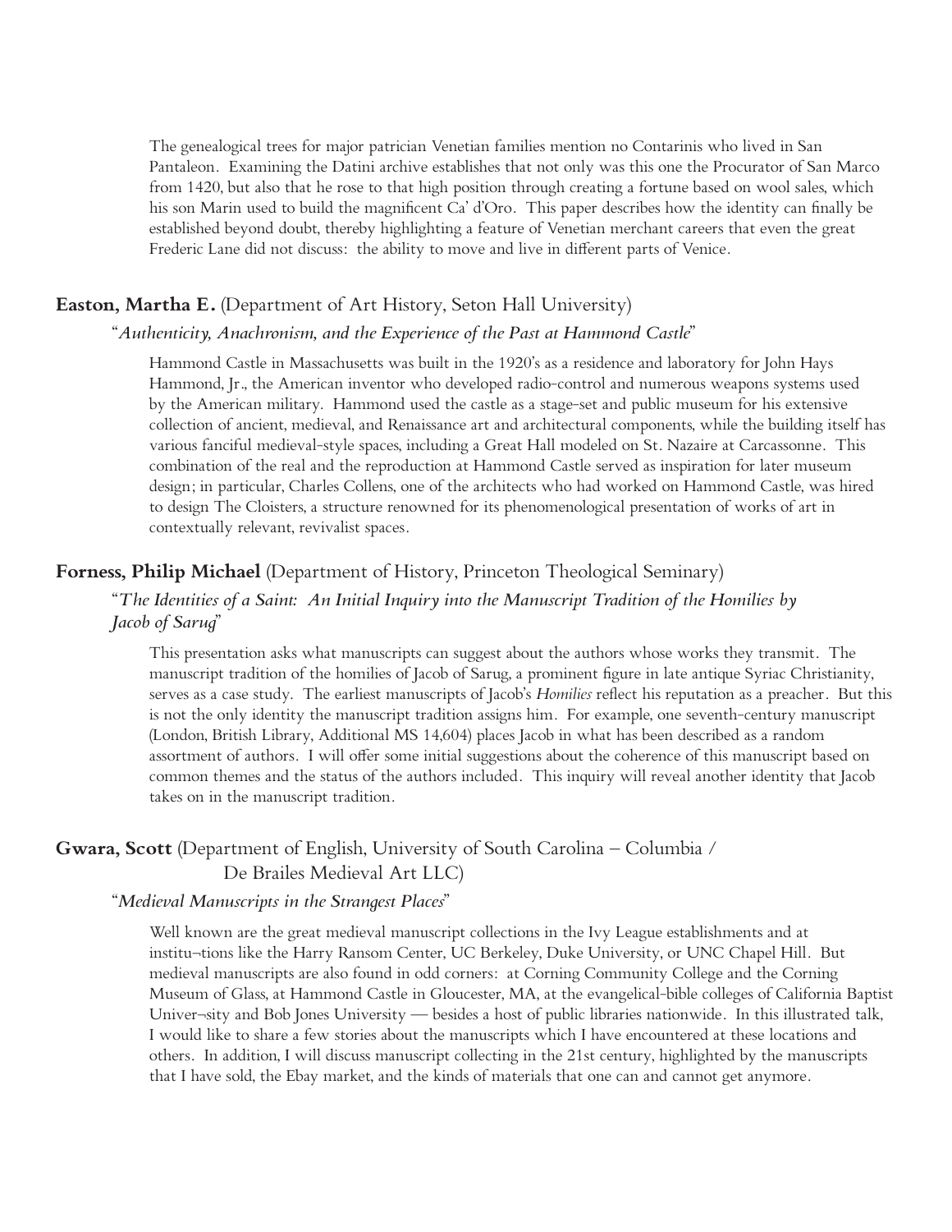The genealogical trees for major patrician Venetian families mention no Contarinis who lived in San Pantaleon. Examining the Datini archive establishes that not only was this one the Procurator of San Marco from 1420, but also that he rose to that high position through creating a fortune based on wool sales, which his son Marin used to build the magnificent Ca' d'Oro. This paper describes how the identity can finally be established beyond doubt, thereby highlighting a feature of Venetian merchant careers that even the great Frederic Lane did not discuss: the ability to move and live in different parts of Venice.

**Easton, Martha E.** (Department of Art History, Seton Hall University)

"*Authenticity, Anachronism, and the Experience of the Past at Hammond Castle*"

Hammond Castle in Massachusetts was built in the 1920's as a residence and laboratory for John Hays Hammond, Jr., the American inventor who developed radio-control and numerous weapons systems used by the American military. Hammond used the castle as a stage-set and public museum for his extensive collection of ancient, medieval, and Renaissance art and architectural components, while the building itself has various fanciful medieval-style spaces, including a Great Hall modeled on St. Nazaire at Carcassonne. This combination of the real and the reproduction at Hammond Castle served as inspiration for later museum design; in particular, Charles Collens, one of the architects who had worked on Hammond Castle, was hired to design The Cloisters, a structure renowned for its phenomenological presentation of works of art in contextually relevant, revivalist spaces.

**Forness, Philip Michael** (Department of History, Princeton Theological Seminary)

"*The Identities of a Saint: An Initial Inquiry into the Manuscript Tradition of the Homilies by Jacob of Sarug*"

This presentation asks what manuscripts can suggest about the authors whose works they transmit. The manuscript tradition of the homilies of Jacob of Sarug, a prominent figure in late antique Syriac Christianity, serves as a case study. The earliest manuscripts of Jacob's *Homilies* reflect his reputation as a preacher. But this is not the only identity the manuscript tradition assigns him. For example, one seventh-century manuscript (London, British Library, Additional MS 14,604) places Jacob in what has been described as a random assortment of authors. I will offer some initial suggestions about the coherence of this manuscript based on common themes and the status of the authors included. This inquiry will reveal another identity that Jacob takes on in the manuscript tradition.

**Gwara, Scott** (Department of English, University of South Carolina – Columbia / De Brailes Medieval Art LLC)

"*Medieval Manuscripts in the Strangest Places*"

Well known are the great medieval manuscript collections in the Ivy League establishments and at institu¬tions like the Harry Ransom Center, UC Berkeley, Duke University, or UNC Chapel Hill. But medieval manuscripts are also found in odd corners: at Corning Community College and the Corning Museum of Glass, at Hammond Castle in Gloucester, MA, at the evangelical-bible colleges of California Baptist Univer¬sity and Bob Jones University — besides a host of public libraries nationwide. In this illustrated talk, I would like to share a few stories about the manuscripts which I have encountered at these locations and others. In addition, I will discuss manuscript collecting in the 21st century, highlighted by the manuscripts that I have sold, the Ebay market, and the kinds of materials that one can and cannot get anymore.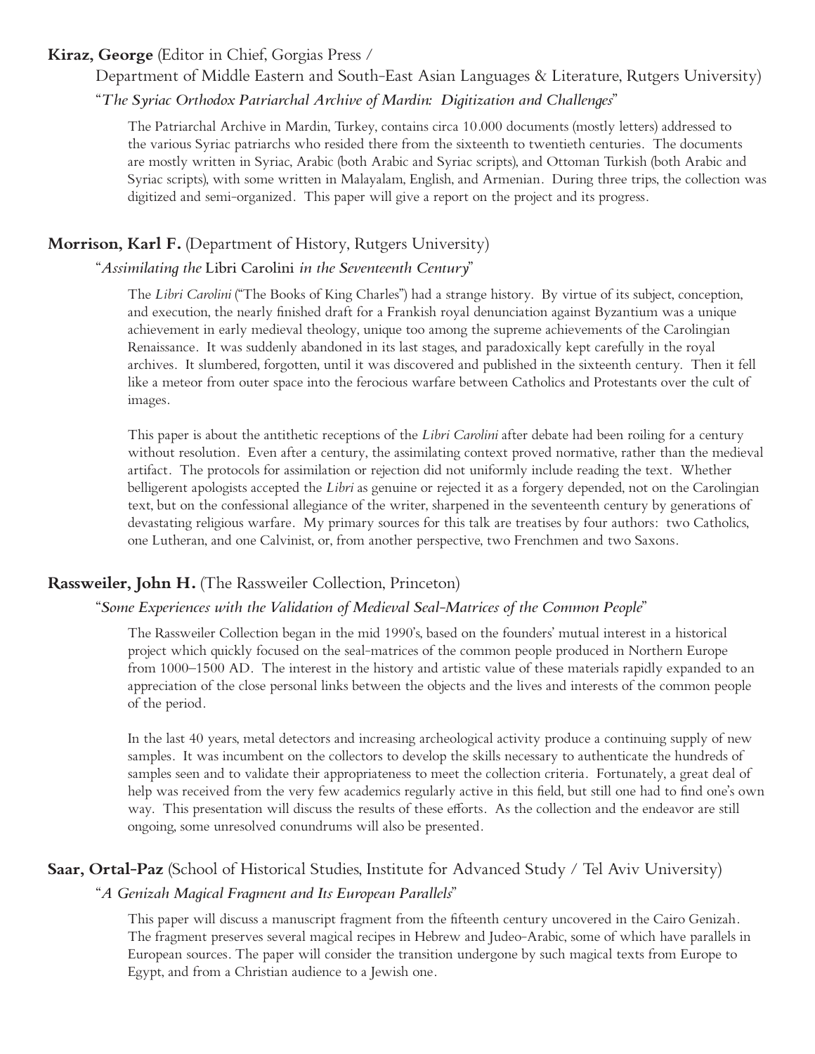**Kiraz, George** (Editor in Chief, Gorgias Press / Department of Middle Eastern and South-East Asian Languages & Literature, Rutgers University)

"*The Syriac Orthodox Patriarchal Archive of Mardin: Digitization and Challenges*"

The Patriarchal Archive in Mardin, Turkey, contains circa 10.000 documents (mostly letters) addressed to the various Syriac patriarchs who resided there from the sixteenth to twentieth centuries. The documents are mostly written in Syriac, Arabic (both Arabic and Syriac scripts), and Ottoman Turkish (both Arabic and Syriac scripts), with some written in Malayalam, English, and Armenian. During three trips, the collection was digitized and semi-organized. This paper will give a report on the project and its progress.

**Morrison, Karl F.** (Department of History, Rutgers University)

"*Assimilating the* Libri Carolini *in the Seventeenth Century*"

The *Libri Carolini* ("The Books of King Charles") had a strange history. By virtue of its subject, conception, and execution, the nearly finished draft for a Frankish royal denunciation against Byzantium was a unique achievement in early medieval theology, unique too among the supreme achievements of the Carolingian Renaissance. It was suddenly abandoned in its last stages, and paradoxically kept carefully in the royal archives. It slumbered, forgotten, until it was discovered and published in the sixteenth century. Then it fell like a meteor from outer space into the ferocious warfare between Catholics and Protestants over the cult of images.

This paper is about the antithetic receptions of the *Libri Carolini* after debate had been roiling for a century without resolution. Even after a century, the assimilating context proved normative, rather than the medieval artifact. The protocols for assimilation or rejection did not uniformly include reading the text. Whether belligerent apologists accepted the *Libri* as genuine or rejected it as a forgery depended, not on the Carolingian text, but on the confessional allegiance of the writer, sharpened in the seventeenth century by generations of devastating religious warfare. My primary sources for this talk are treatises by four authors: two Catholics, one Lutheran, and one Calvinist, or, from another perspective, two Frenchmen and two Saxons.

**Rassweiler, John H.** (The Rassweiler Collection, Princeton)

"*Some Experiences with the Validation of Medieval Seal-Matrices of the Common People*"

The Rassweiler Collection began in the mid 1990's, based on the founders' mutual interest in a historical project which quickly focused on the seal-matrices of the common people produced in Northern Europe from 1000–1500 AD. The interest in the history and artistic value of these materials rapidly expanded to an appreciation of the close personal links between the objects and the lives and interests of the common people of the period.

In the last 40 years, metal detectors and increasing archeological activity produce a continuing supply of new samples. It was incumbent on the collectors to develop the skills necessary to authenticate the hundreds of samples seen and to validate their appropriateness to meet the collection criteria. Fortunately, a great deal of help was received from the very few academics regularly active in this field, but still one had to find one's own way. This presentation will discuss the results of these efforts. As the collection and the endeavor are still ongoing, some unresolved conundrums will also be presented.

**Saar, Ortal-Paz** (School of Historical Studies, Institute for Advanced Study / Tel Aviv University)

"*A Genizah Magical Fragment and Its European Parallels*"

This paper will discuss a manuscript fragment from the fifteenth century uncovered in the Cairo Genizah. The fragment preserves several magical recipes in Hebrew and Judeo-Arabic, some of which have parallels in European sources. The paper will consider the transition undergone by such magical texts from Europe to Egypt, and from a Christian audience to a Jewish one.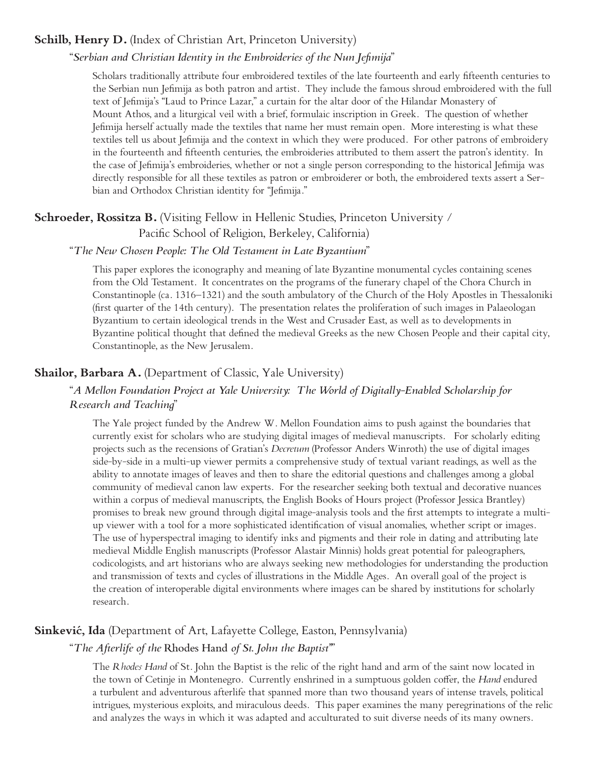**Schilb, Henry D.** (Index of Christian Art, Princeton University)

"*Serbian and Christian Identity in the Embroideries of the Nun Jefimija*"

Scholars traditionally attribute four embroidered textiles of the late fourteenth and early fifteenth centuries to the Serbian nun Jefimija as both patron and artist. They include the famous shroud embroidered with the full text of Jefimija's "Laud to Prince Lazar," a curtain for the altar door of the Hilandar Monastery of Mount Athos, and a liturgical veil with a brief, formulaic inscription in Greek. The question of whether Jefimija herself actually made the textiles that name her must remain open. More interesting is what these textiles tell us about Jefimija and the context in which they were produced. For other patrons of embroidery in the fourteenth and fifteenth centuries, the embroideries attributed to them assert the patron's identity. In the case of Jefimija's embroideries, whether or not a single person corresponding to the historical Jefimija was directly responsible for all these textiles as patron or embroiderer or both, the embroidered texts assert a Serbian and Orthodox Christian identity for "Jefimija."

**Schroeder, Rossitza B.** (Visiting Fellow in Hellenic Studies, Princeton University / Pacific School of Religion, Berkeley, California)

"*The New Chosen People: The Old Testament in Late Byzantium*"

This paper explores the iconography and meaning of late Byzantine monumental cycles containing scenes from the Old Testament. It concentrates on the programs of the funerary chapel of the Chora Church in Constantinople (ca. 1316–1321) and the south ambulatory of the Church of the Holy Apostles in Thessaloniki (first quarter of the 14th century). The presentation relates the proliferation of such images in Palaeologan Byzantium to certain ideological trends in the West and Crusader East, as well as to developments in Byzantine political thought that defined the medieval Greeks as the new Chosen People and their capital city, Constantinople, as the New Jerusalem.

**Shailor, Barbara A.** (Department of Classic, Yale University)

"*A Mellon Foundation Project at Yale University: The World of Digitally-Enabled Scholarship for Research and Teaching*"

The Yale project funded by the Andrew W. Mellon Foundation aims to push against the boundaries that currently exist for scholars who are studying digital images of medieval manuscripts. For scholarly editing projects such as the recensions of Gratian's *Decretum* (Professor Anders Winroth) the use of digital images side-by-side in a multi-up viewer permits a comprehensive study of textual variant readings, as well as the ability to annotate images of leaves and then to share the editorial questions and challenges among a global community of medieval canon law experts. For the researcher seeking both textual and decorative nuances within a corpus of medieval manuscripts, the English Books of Hours project (Professor Jessica Brantley) promises to break new ground through digital image-analysis tools and the first attempts to integrate a multi-up viewer with a tool for a more sophisticated identification of visual anomalies, whether script or images. The use of hyperspectral imaging to identify inks and pigments and their role in dating and attributing late medieval Middle English manuscripts (Professor Alastair Minnis) holds great potential for paleographers, codicologists, and art historians who are always seeking new methodologies for understanding the production and transmission of texts and cycles of illustrations in the Middle Ages. An overall goal of the project is the creation of interoperable digital environments where images can be shared by institutions for scholarly research.

**Sinkević, Ida** (Department of Art, Lafayette College, Easton, Pennsylvania)

"*The Afterlife of the* Rhodes Hand *of St. John the Baptist*"

The *Rhodes Hand* of St. John the Baptist is the relic of the right hand and arm of the saint now located in the town of Cetinje in Montenegro. Currently enshrined in a sumptuous golden coffer, the *Hand* endured a turbulent and adventurous afterlife that spanned more than two thousand years of intense travels, political intrigues, mysterious exploits, and miraculous deeds. This paper examines the many peregrinations of the relic and analyzes the ways in which it was adapted and acculturated to suit diverse needs of its many owners.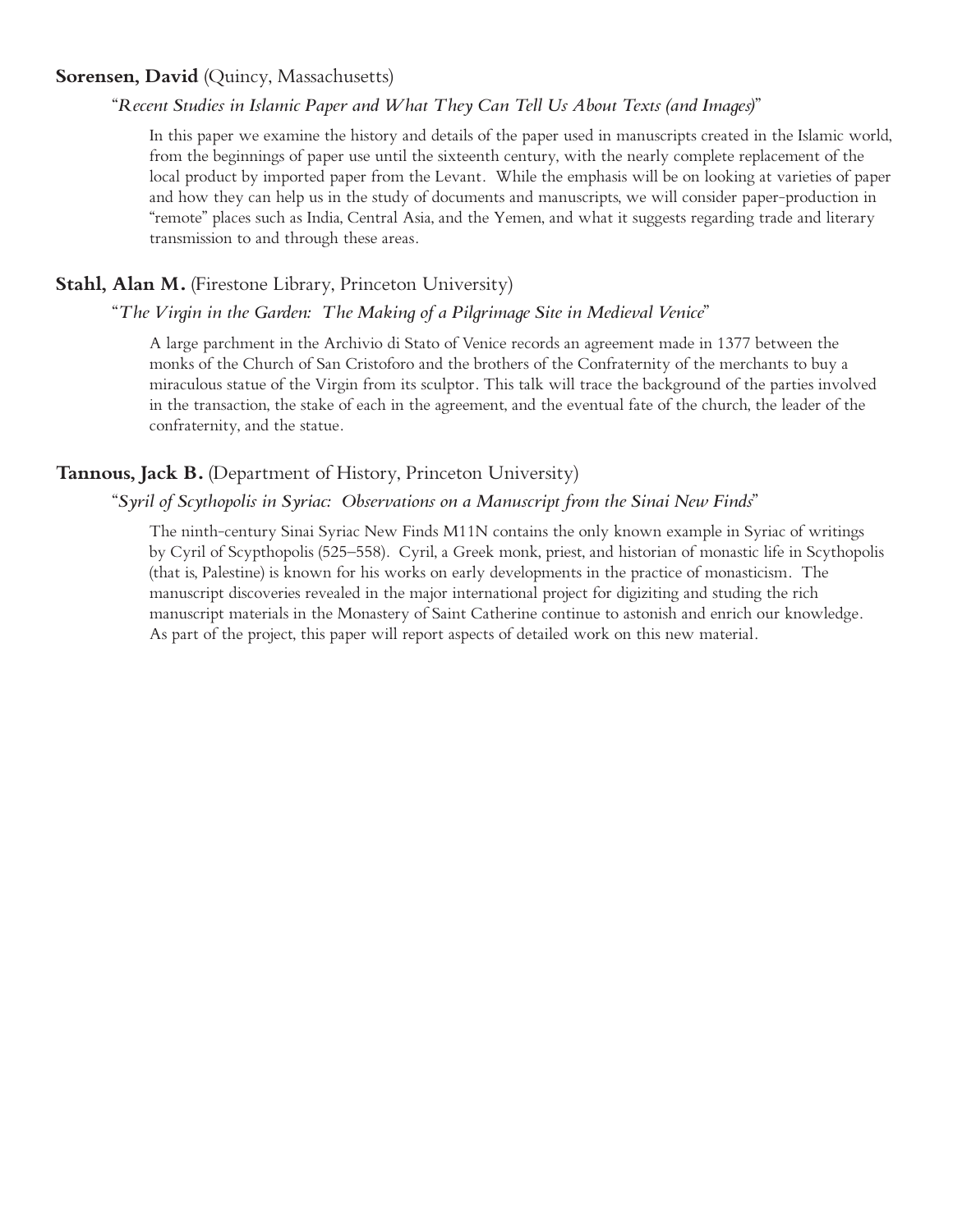**Sorensen, David** (Quincy, Massachusetts)

"*Recent Studies in Islamic Paper and What They Can Tell Us About Texts (and Images)*"

In this paper we examine the history and details of the paper used in manuscripts created in the Islamic world, from the beginnings of paper use until the sixteenth century, with the nearly complete replacement of the local product by imported paper from the Levant. While the emphasis will be on looking at varieties of paper and how they can help us in the study of documents and manuscripts, we will consider paper-production in "remote" places such as India, Central Asia, and the Yemen, and what it suggests regarding trade and literary transmission to and through these areas.

**Stahl, Alan M.** (Firestone Library, Princeton University)

"*The Virgin in the Garden: The Making of a Pilgrimage Site in Medieval Venice*"

A large parchment in the Archivio di Stato of Venice records an agreement made in 1377 between the monks of the Church of San Cristoforo and the brothers of the Confraternity of the merchants to buy a miraculous statue of the Virgin from its sculptor. This talk will trace the background of the parties involved in the transaction, the stake of each in the agreement, and the eventual fate of the church, the leader of the confraternity, and the statue.

**Tannous, Jack B.** (Department of History, Princeton University)

"*Syril of Scythopolis in Syriac: Observations on a Manuscript from the Sinai New Finds*"

The ninth-century Sinai Syriac New Finds M11N contains the only known example in Syriac of writings by Cyril of Scypthopolis (525–558). Cyril, a Greek monk, priest, and historian of monastic life in Scythopolis (that is, Palestine) is known for his works on early developments in the practice of monasticism. The manuscript discoveries revealed in the major international project for digiziting and studing the rich manuscript materials in the Monastery of Saint Catherine continue to astonish and enrich our knowledge. As part of the project, this paper will report aspects of detailed work on this new material.